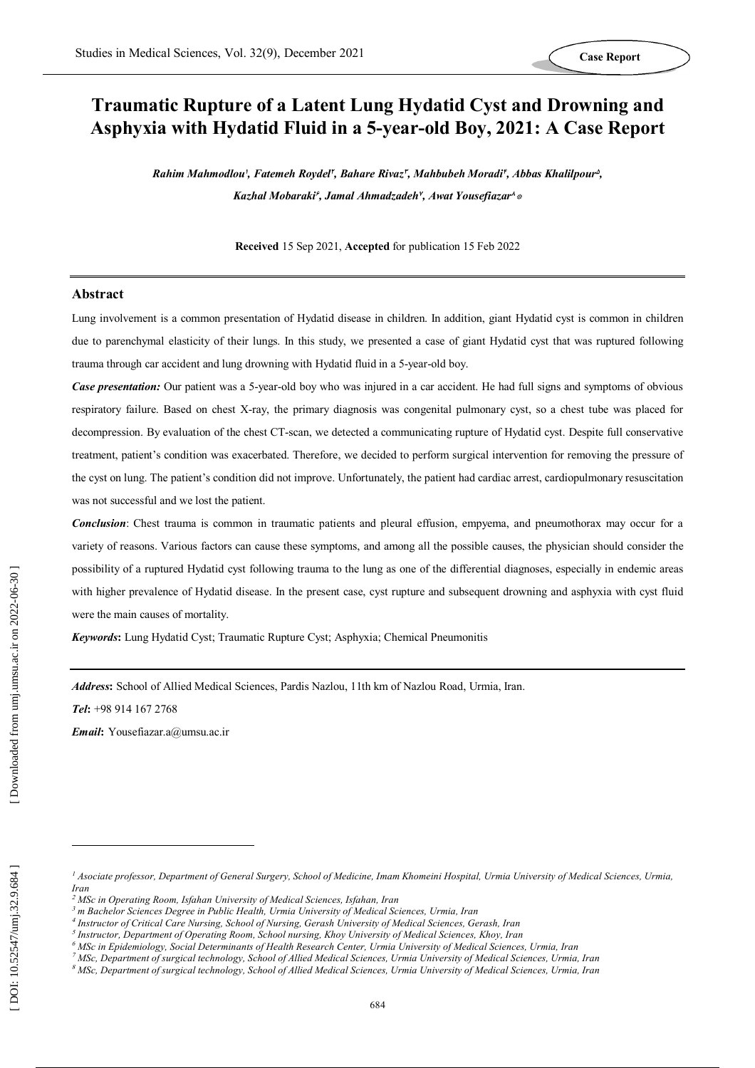Case Report

# Traumatic Rupture of a Latent Lung Hydatid Cyst and Drowning and Asphyxia with Hydatid Fluid in a 5-year-old Boy, 2021: A Case Report

*Rahim Mahmodlou[1], Fatemeh Roydel[2], Bahare Rivaz[3], Mahbubeh Moradi[4], Abbas Khalilpour[5], Kazhal Mobaraki[6], Jamal Ahmadzadeh[7], Awat Yousefiazar[8]\**

**Received** 15 Sep 2021, **Accepted** for publication 15 Feb 2022

## Abstract

Lung involvement is a common presentation of Hydatid disease in children. In addition, giant Hydatid cyst is common in children due to parenchymal elasticity of their lungs. In this study, we presented a case of giant Hydatid cyst that was ruptured following trauma through car accident and lung drowning with Hydatid fluid in a 5-year-old boy.

***Case presentation:*** Our patient was a 5-year-old boy who was injured in a car accident. He had full signs and symptoms of obvious respiratory failure. Based on chest X-ray, the primary diagnosis was congenital pulmonary cyst, so a chest tube was placed for decompression. By evaluation of the chest CT-scan, we detected a communicating rupture of Hydatid cyst. Despite full conservative treatment, patient's condition was exacerbated. Therefore, we decided to perform surgical intervention for removing the pressure of the cyst on lung. The patient's condition did not improve. Unfortunately, the patient had cardiac arrest, cardiopulmonary resuscitation was not successful and we lost the patient.

***Conclusion***: Chest trauma is common in traumatic patients and pleural effusion, empyema, and pneumothorax may occur for a variety of reasons. Various factors can cause these symptoms, and among all the possible causes, the physician should consider the possibility of a ruptured Hydatid cyst following trauma to the lung as one of the differential diagnoses, especially in endemic areas with higher prevalence of Hydatid disease. In the present case, cyst rupture and subsequent drowning and asphyxia with cyst fluid were the main causes of mortality.

***Keywords*:** Lung Hydatid Cyst; Traumatic Rupture Cyst; Asphyxia; Chemical Pneumonitis

***Address*:** School of Allied Medical Sciences, Pardis Nazlou, 11th km of Nazlou Road, Urmia, Iran.

***Tel*:** +98 914 167 2768

***Email*:** Yousefiazar.a@umsu.ac.ir

[1] *Asociate professor, Department of General Surgery, School of Medicine, Imam Khomeini Hospital, Urmia University of Medical Sciences, Urmia, Iran*

[2] *MSc in Operating Room, Isfahan University of Medical Sciences, Isfahan, Iran*

[3] *m Bachelor Sciences Degree in Public Health, Urmia University of Medical Sciences, Urmia, Iran*

[4] *Instructor of Critical Care Nursing, School of Nursing, Gerash University of Medical Sciences, Gerash, Iran*

[5] *Instructor, Department of Operating Room, School nursing, Khoy University of Medical Sciences, Khoy, Iran*

[6] *MSc in Epidemiology, Social Determinants of Health Research Center, Urmia University of Medical Sciences, Urmia, Iran*

[7] *MSc, Department of surgical technology, School of Allied Medical Sciences, Urmia University of Medical Sciences, Urmia, Iran*

[8] *MSc, Department of surgical technology, School of Allied Medical Sciences, Urmia University of Medical Sciences, Urmia, Iran*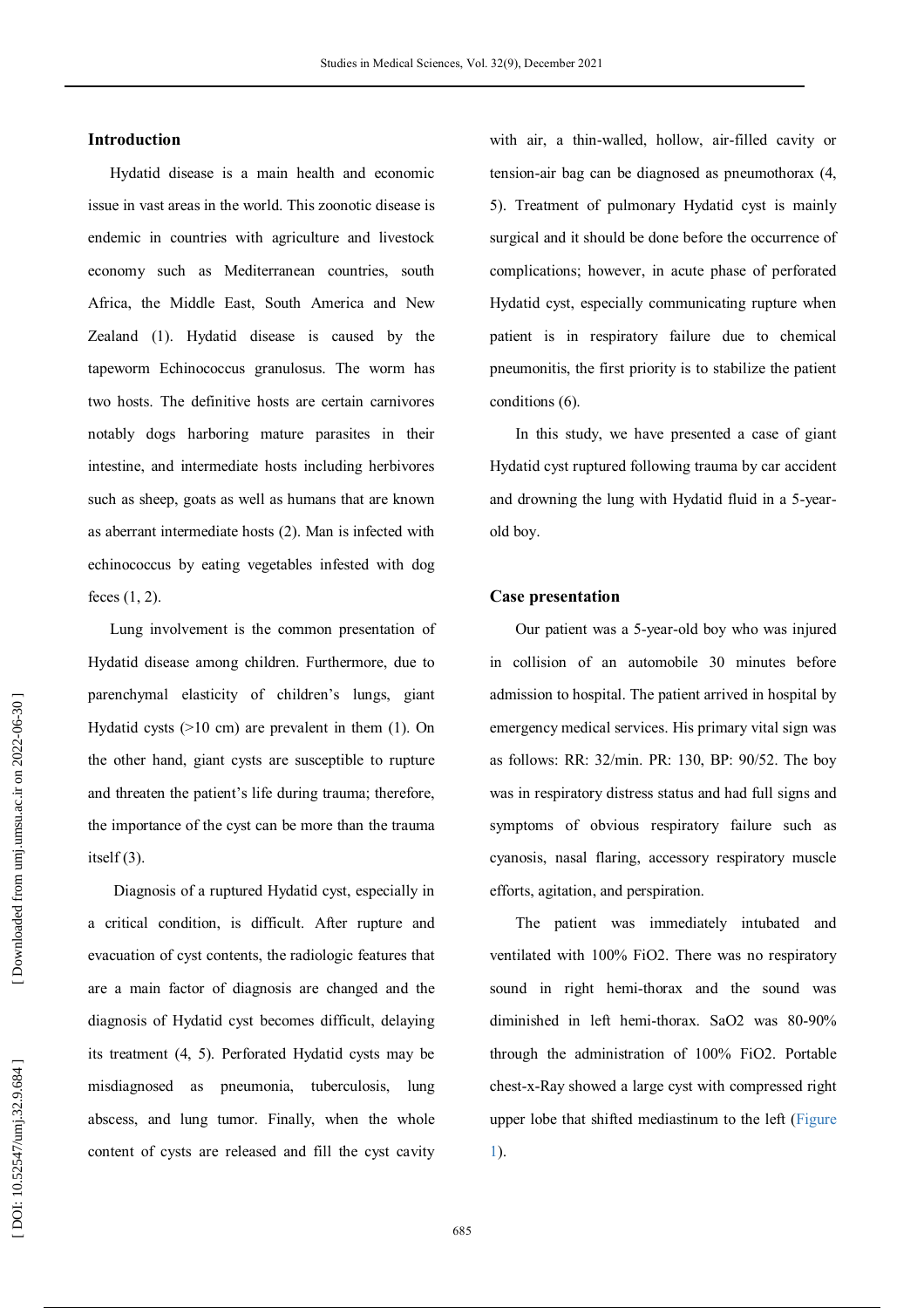## Introduction

Hydatid disease is a main health and economic issue in vast areas in the world. This zoonotic disease is endemic in countries with agriculture and livestock economy such as Mediterranean countries, south Africa, the Middle East, South America and New Zealand (1). Hydatid disease is caused by the tapeworm Echinococcus granulosus. The worm has two hosts. The definitive hosts are certain carnivores notably dogs harboring mature parasites in their intestine, and intermediate hosts including herbivores such as sheep, goats as well as humans that are known as aberrant intermediate hosts (2). Man is infected with echinococcus by eating vegetables infested with dog feces (1, 2).

Lung involvement is the common presentation of Hydatid disease among children. Furthermore, due to parenchymal elasticity of children's lungs, giant Hydatid cysts (>10 cm) are prevalent in them (1). On the other hand, giant cysts are susceptible to rupture and threaten the patient's life during trauma; therefore, the importance of the cyst can be more than the trauma itself (3).

Diagnosis of a ruptured Hydatid cyst, especially in a critical condition, is difficult. After rupture and evacuation of cyst contents, the radiologic features that are a main factor of diagnosis are changed and the diagnosis of Hydatid cyst becomes difficult, delaying its treatment (4, 5). Perforated Hydatid cysts may be misdiagnosed as pneumonia, tuberculosis, lung abscess, and lung tumor. Finally, when the whole content of cysts are released and fill the cyst cavity with air, a thin-walled, hollow, air-filled cavity or tension-air bag can be diagnosed as pneumothorax (4, 5). Treatment of pulmonary Hydatid cyst is mainly surgical and it should be done before the occurrence of complications; however, in acute phase of perforated Hydatid cyst, especially communicating rupture when patient is in respiratory failure due to chemical pneumonitis, the first priority is to stabilize the patient conditions (6).

In this study, we have presented a case of giant Hydatid cyst ruptured following trauma by car accident and drowning the lung with Hydatid fluid in a 5-year-old boy.

## Case presentation

Our patient was a 5-year-old boy who was injured in collision of an automobile 30 minutes before admission to hospital. The patient arrived in hospital by emergency medical services. His primary vital sign was as follows: RR: 32/min. PR: 130, BP: 90/52. The boy was in respiratory distress status and had full signs and symptoms of obvious respiratory failure such as cyanosis, nasal flaring, accessory respiratory muscle efforts, agitation, and perspiration.

The patient was immediately intubated and ventilated with 100% FiO2. There was no respiratory sound in right hemi-thorax and the sound was diminished in left hemi-thorax. SaO2 was 80-90% through the administration of 100% FiO2. Portable chest-x-Ray showed a large cyst with compressed right upper lobe that shifted mediastinum to the left (Figure 1).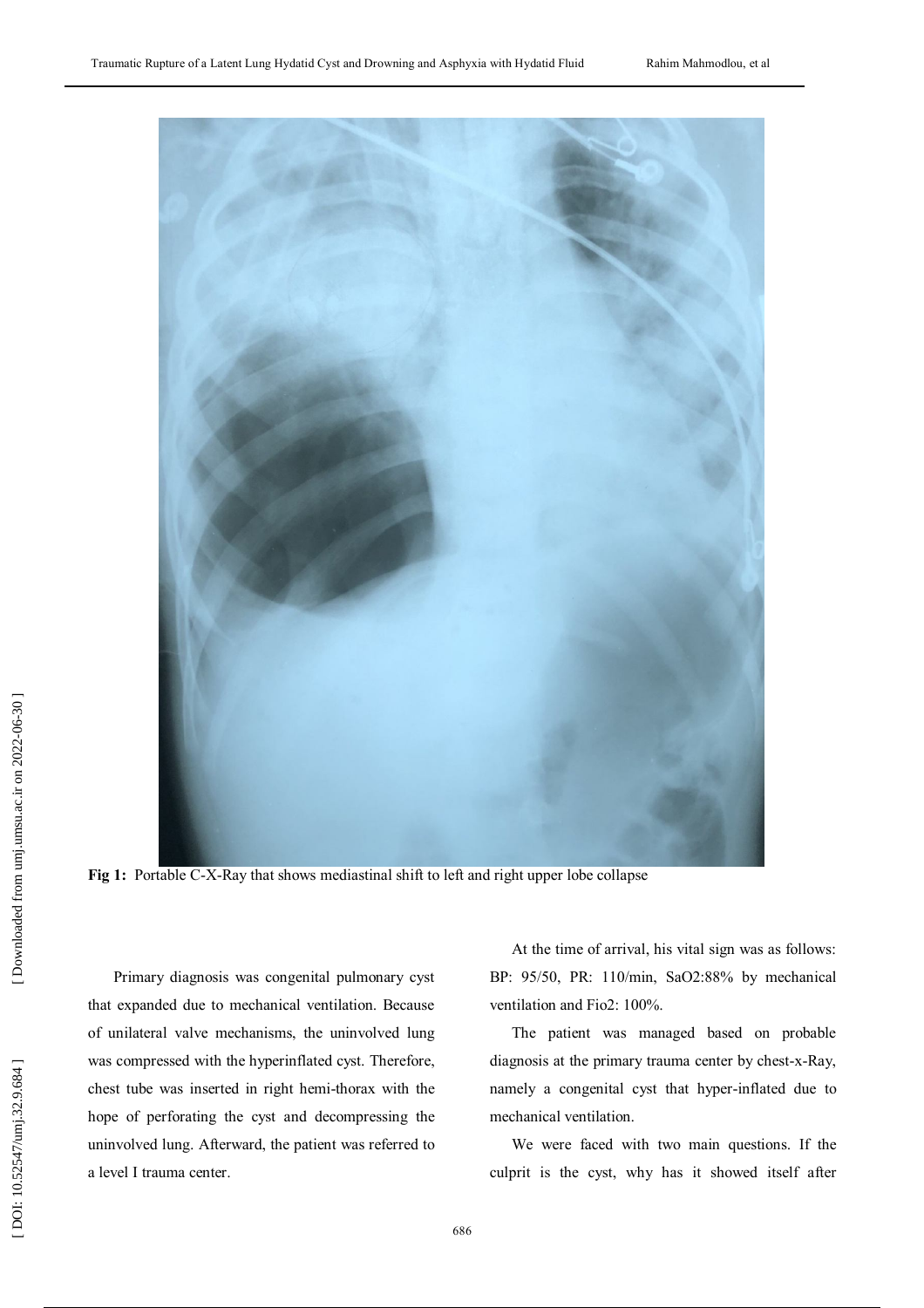**Fig 1:** Portable C-X-Ray that shows mediastinal shift to left and right upper lobe collapse

Primary diagnosis was congenital pulmonary cyst that expanded due to mechanical ventilation. Because of unilateral valve mechanisms, the uninvolved lung was compressed with the hyperinflated cyst. Therefore, chest tube was inserted in right hemi-thorax with the hope of perforating the cyst and decompressing the uninvolved lung. Afterward, the patient was referred to a level I trauma center.

At the time of arrival, his vital sign was as follows: BP: 95/50, PR: 110/min, SaO2:88% by mechanical ventilation and Fio2: 100%.

The patient was managed based on probable diagnosis at the primary trauma center by chest-x-Ray, namely a congenital cyst that hyper-inflated due to mechanical ventilation.

We were faced with two main questions. If the culprit is the cyst, why has it showed itself after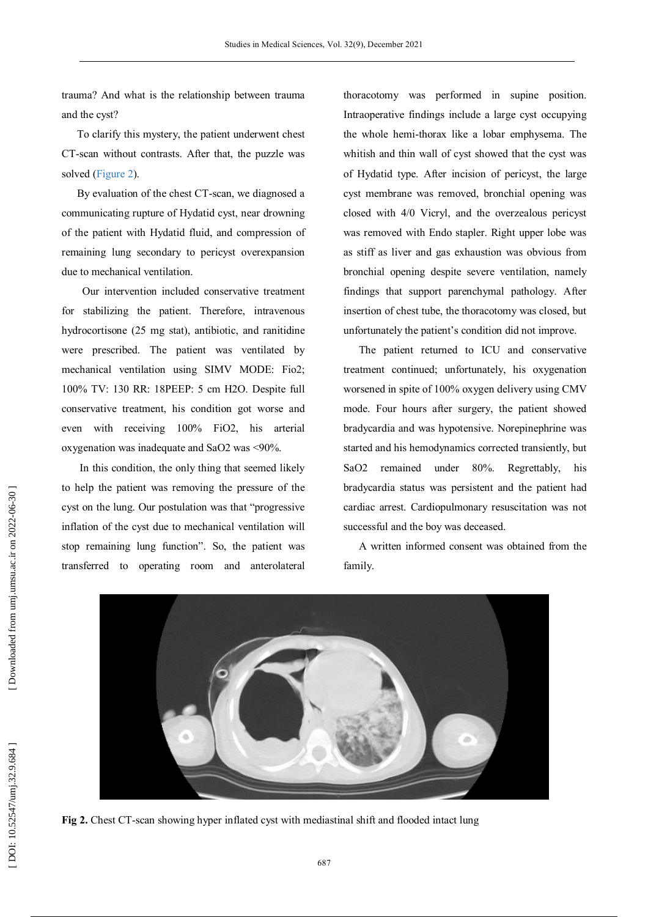trauma? And what is the relationship between trauma and the cyst?

To clarify this mystery, the patient underwent chest CT-scan without contrasts. After that, the puzzle was solved (Figure 2).

By evaluation of the chest CT-scan, we diagnosed a communicating rupture of Hydatid cyst, near drowning of the patient with Hydatid fluid, and compression of remaining lung secondary to pericyst overexpansion due to mechanical ventilation.

Our intervention included conservative treatment for stabilizing the patient. Therefore, intravenous hydrocortisone (25 mg stat), antibiotic, and ranitidine were prescribed. The patient was ventilated by mechanical ventilation using SIMV MODE: Fio2; 100% TV: 130 RR: 18PEEP: 5 cm H2O. Despite full conservative treatment, his condition got worse and even with receiving 100% FiO2, his arterial oxygenation was inadequate and SaO2 was <90%.

In this condition, the only thing that seemed likely to help the patient was removing the pressure of the cyst on the lung. Our postulation was that "progressive inflation of the cyst due to mechanical ventilation will stop remaining lung function". So, the patient was transferred to operating room and anterolateral thoracotomy was performed in supine position. Intraoperative findings include a large cyst occupying the whole hemi-thorax like a lobar emphysema. The whitish and thin wall of cyst showed that the cyst was of Hydatid type. After incision of pericyst, the large cyst membrane was removed, bronchial opening was closed with 4/0 Vicryl, and the overzealous pericyst was removed with Endo stapler. Right upper lobe was as stiff as liver and gas exhaustion was obvious from bronchial opening despite severe ventilation, namely findings that support parenchymal pathology. After insertion of chest tube, the thoracotomy was closed, but unfortunately the patient's condition did not improve.

The patient returned to ICU and conservative treatment continued; unfortunately, his oxygenation worsened in spite of 100% oxygen delivery using CMV mode. Four hours after surgery, the patient showed bradycardia and was hypotensive. Norepinephrine was started and his hemodynamics corrected transiently, but SaO2 remained under 80%. Regrettably, his bradycardia status was persistent and the patient had cardiac arrest. Cardiopulmonary resuscitation was not successful and the boy was deceased.

A written informed consent was obtained from the family.

**Fig 2.** Chest CT-scan showing hyper inflated cyst with mediastinal shift and flooded intact lung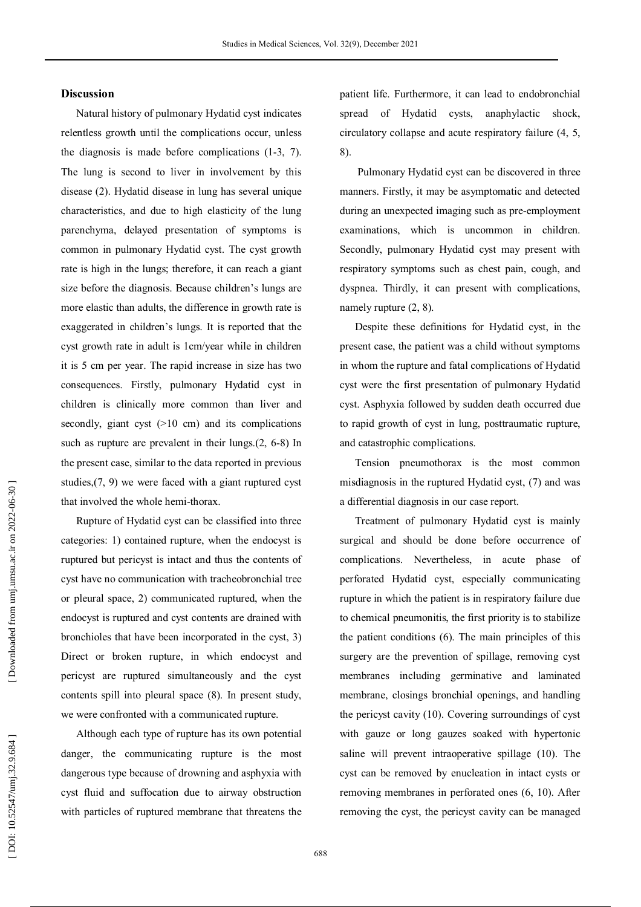## Discussion

Natural history of pulmonary Hydatid cyst indicates relentless growth until the complications occur, unless the diagnosis is made before complications (1-3, 7). The lung is second to liver in involvement by this disease (2). Hydatid disease in lung has several unique characteristics, and due to high elasticity of the lung parenchyma, delayed presentation of symptoms is common in pulmonary Hydatid cyst. The cyst growth rate is high in the lungs; therefore, it can reach a giant size before the diagnosis. Because children's lungs are more elastic than adults, the difference in growth rate is exaggerated in children's lungs. It is reported that the cyst growth rate in adult is 1cm/year while in children it is 5 cm per year. The rapid increase in size has two consequences. Firstly, pulmonary Hydatid cyst in children is clinically more common than liver and secondly, giant cyst (>10 cm) and its complications such as rupture are prevalent in their lungs.(2, 6-8) In the present case, similar to the data reported in previous studies,(7, 9) we were faced with a giant ruptured cyst that involved the whole hemi-thorax.

Rupture of Hydatid cyst can be classified into three categories: 1) contained rupture, when the endocyst is ruptured but pericyst is intact and thus the contents of cyst have no communication with tracheobronchial tree or pleural space, 2) communicated ruptured, when the endocyst is ruptured and cyst contents are drained with bronchioles that have been incorporated in the cyst, 3) Direct or broken rupture, in which endocyst and pericyst are ruptured simultaneously and the cyst contents spill into pleural space (8). In present study, we were confronted with a communicated rupture.

Although each type of rupture has its own potential danger, the communicating rupture is the most dangerous type because of drowning and asphyxia with cyst fluid and suffocation due to airway obstruction with particles of ruptured membrane that threatens the patient life. Furthermore, it can lead to endobronchial spread of Hydatid cysts, anaphylactic shock, circulatory collapse and acute respiratory failure (4, 5, 8).

Pulmonary Hydatid cyst can be discovered in three manners. Firstly, it may be asymptomatic and detected during an unexpected imaging such as pre-employment examinations, which is uncommon in children. Secondly, pulmonary Hydatid cyst may present with respiratory symptoms such as chest pain, cough, and dyspnea. Thirdly, it can present with complications, namely rupture (2, 8).

Despite these definitions for Hydatid cyst, in the present case, the patient was a child without symptoms in whom the rupture and fatal complications of Hydatid cyst were the first presentation of pulmonary Hydatid cyst. Asphyxia followed by sudden death occurred due to rapid growth of cyst in lung, posttraumatic rupture, and catastrophic complications.

Tension pneumothorax is the most common misdiagnosis in the ruptured Hydatid cyst, (7) and was a differential diagnosis in our case report.

Treatment of pulmonary Hydatid cyst is mainly surgical and should be done before occurrence of complications. Nevertheless, in acute phase of perforated Hydatid cyst, especially communicating rupture in which the patient is in respiratory failure due to chemical pneumonitis, the first priority is to stabilize the patient conditions (6). The main principles of this surgery are the prevention of spillage, removing cyst membranes including germinative and laminated membrane, closings bronchial openings, and handling the pericyst cavity (10). Covering surroundings of cyst with gauze or long gauzes soaked with hypertonic saline will prevent intraoperative spillage (10). The cyst can be removed by enucleation in intact cysts or removing membranes in perforated ones (6, 10). After removing the cyst, the pericyst cavity can be managed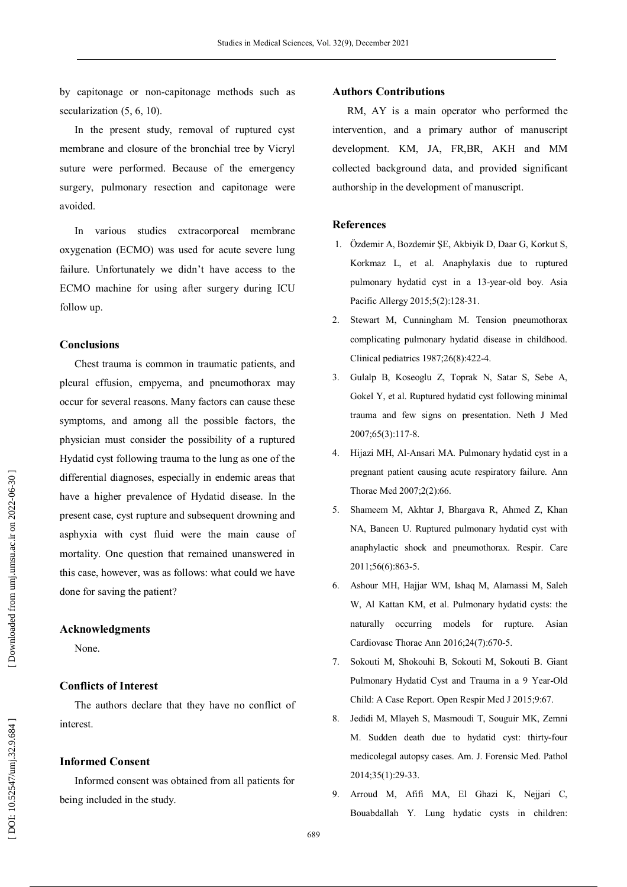by capitonage or non-capitonage methods such as secularization (5, 6, 10).

In the present study, removal of ruptured cyst membrane and closure of the bronchial tree by Vicryl suture were performed. Because of the emergency surgery, pulmonary resection and capitonage were avoided.

In various studies extracorporeal membrane oxygenation (ECMO) was used for acute severe lung failure. Unfortunately we didn't have access to the ECMO machine for using after surgery during ICU follow up.

## Conclusions

Chest trauma is common in traumatic patients, and pleural effusion, empyema, and pneumothorax may occur for several reasons. Many factors can cause these symptoms, and among all the possible factors, the physician must consider the possibility of a ruptured Hydatid cyst following trauma to the lung as one of the differential diagnoses, especially in endemic areas that have a higher prevalence of Hydatid disease. In the present case, cyst rupture and subsequent drowning and asphyxia with cyst fluid were the main cause of mortality. One question that remained unanswered in this case, however, was as follows: what could we have done for saving the patient?

## Acknowledgments

None.

## Conflicts of Interest

The authors declare that they have no conflict of interest.

## Informed Consent

Informed consent was obtained from all patients for being included in the study.

## Authors Contributions

RM, AY is a main operator who performed the intervention, and a primary author of manuscript development. KM, JA, FR,BR, AKH and MM collected background data, and provided significant authorship in the development of manuscript.

## References

1. Özdemir A, Bozdemir ŞE, Akbiyik D, Daar G, Korkut S, Korkmaz L, et al. Anaphylaxis due to ruptured pulmonary hydatid cyst in a 13-year-old boy. Asia Pacific Allergy 2015;5(2):128-31.
2. Stewart M, Cunningham M. Tension pneumothorax complicating pulmonary hydatid disease in childhood. Clinical pediatrics 1987;26(8):422-4.
3. Gulalp B, Koseoglu Z, Toprak N, Satar S, Sebe A, Gokel Y, et al. Ruptured hydatid cyst following minimal trauma and few signs on presentation. Neth J Med 2007;65(3):117-8.
4. Hijazi MH, Al-Ansari MA. Pulmonary hydatid cyst in a pregnant patient causing acute respiratory failure. Ann Thorac Med 2007;2(2):66.
5. Shameem M, Akhtar J, Bhargava R, Ahmed Z, Khan NA, Baneen U. Ruptured pulmonary hydatid cyst with anaphylactic shock and pneumothorax. Respir. Care 2011;56(6):863-5.
6. Ashour MH, Hajjar WM, Ishaq M, Alamassi M, Saleh W, Al Kattan KM, et al. Pulmonary hydatid cysts: the naturally occurring models for rupture. Asian Cardiovasc Thorac Ann 2016;24(7):670-5.
7. Sokouti M, Shokouhi B, Sokouti M, Sokouti B. Giant Pulmonary Hydatid Cyst and Trauma in a 9 Year-Old Child: A Case Report. Open Respir Med J 2015;9:67.
8. Jedidi M, Mlayeh S, Masmoudi T, Souguir MK, Zemni M. Sudden death due to hydatid cyst: thirty-four medicolegal autopsy cases. Am. J. Forensic Med. Pathol 2014;35(1):29-33.
9. Arroud M, Afifi MA, El Ghazi K, Nejjari C, Bouabdallah Y. Lung hydatic cysts in children: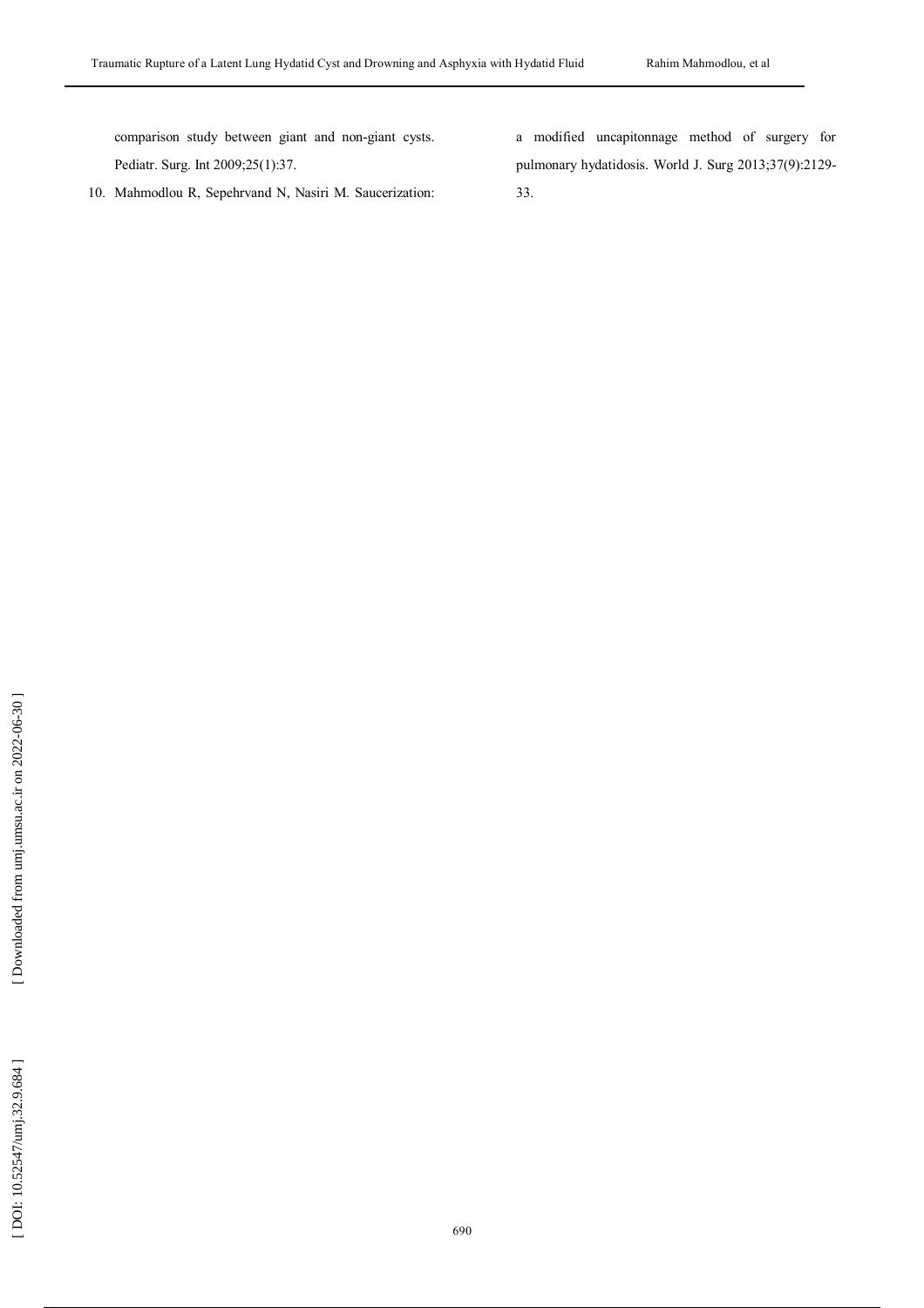comparison study between giant and non-giant cysts. Pediatr. Surg. Int 2009;25(1):37.

10. Mahmodlou R, Sepehrvand N, Nasiri M. Saucerization: a modified uncapitonnage method of surgery for pulmonary hydatidosis. World J. Surg 2013;37(9):2129-33.